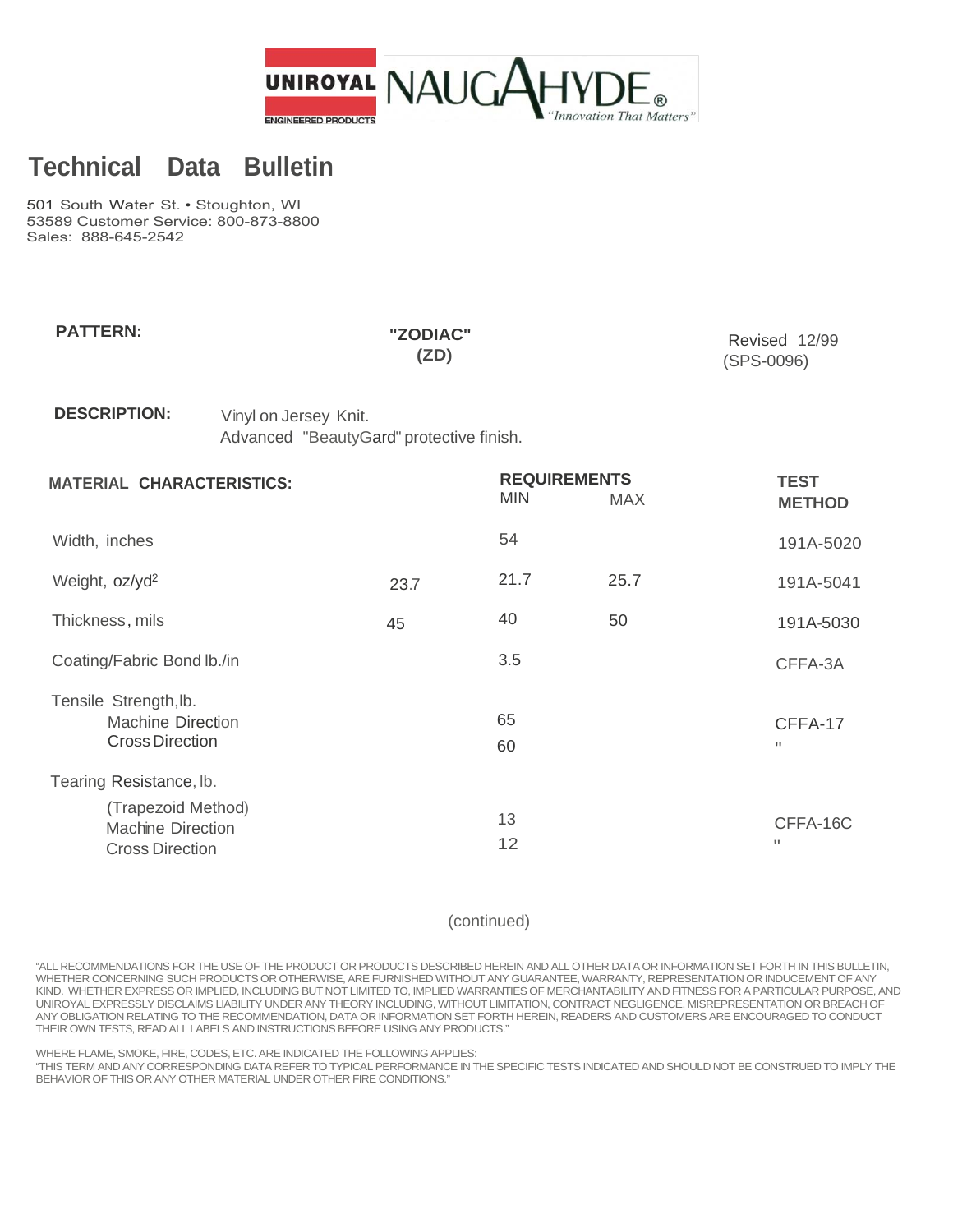UNIROYAL ENGINEERED PRODUCTS NAUGAHYDE® "Innovation That Matters"

# Technical Data Bulletin

501 South Water St. • Stoughton, WI
53589 Customer Service: 800-873-8800
Sales: 888-645-2542

**PATTERN:** **"ZODIAC" (ZD)**

Revised 12/99
(SPS-0096)

**DESCRIPTION:** Vinyl on Jersey Knit.
Advanced "BeautyGard" protective finish.

| MATERIAL CHARACTERISTICS: | | REQUIREMENTS MIN | MAX | TEST METHOD |
|---|---|---|---|---|
| Width, inches | | 54 | | 191A-5020 |
| Weight, oz/yd$^2$ | 23.7 | 21.7 | 25.7 | 191A-5041 |
| Thickness, mils | 45 | 40 | 50 | 191A-5030 |
| Coating/Fabric Bond lb./in | | 3.5 | | CFFA-3A |
| Tensile Strength, lb. | | | | |
| Machine Direction | | 65 | | CFFA-17 |
| Cross Direction | | 60 | | " |
| Tearing Resistance, lb. (Trapezoid Method) | | | | |
| Machine Direction | | 13 | | CFFA-16C |
| Cross Direction | | 12 | | " |

(continued)

"ALL RECOMMENDATIONS FOR THE USE OF THE PRODUCT OR PRODUCTS DESCRIBED HEREIN AND ALL OTHER DATA OR INFORMATION SET FORTH IN THIS BULLETIN, WHETHER CONCERNING SUCH PRODUCTS OR OTHERWISE, ARE FURNISHED WITHOUT ANY GUARANTEE, WARRANTY, REPRESENTATION OR INDUCEMENT OF ANY KIND. WHETHER EXPRESS OR IMPLIED, INCLUDING BUT NOT LIMITED TO, IMPLIED WARRANTIES OF MERCHANTABILITY AND FITNESS FOR A PARTICULAR PURPOSE, AND UNIROYAL EXPRESSLY DISCLAIMS LIABILITY UNDER ANY THEORY INCLUDING, WITHOUT LIMITATION, CONTRACT NEGLIGENCE, MISREPRESENTATION OR BREACH OF ANY OBLIGATION RELATING TO THE RECOMMENDATION, DATA OR INFORMATION SET FORTH HEREIN, READERS AND CUSTOMERS ARE ENCOURAGED TO CONDUCT THEIR OWN TESTS, READ ALL LABELS AND INSTRUCTIONS BEFORE USING ANY PRODUCTS."

WHERE FLAME, SMOKE, FIRE, CODES, ETC. ARE INDICATED THE FOLLOWING APPLIES:
"THIS TERM AND ANY CORRESPONDING DATA REFER TO TYPICAL PERFORMANCE IN THE SPECIFIC TESTS INDICATED AND SHOULD NOT BE CONSTRUED TO IMPLY THE BEHAVIOR OF THIS OR ANY OTHER MATERIAL UNDER OTHER FIRE CONDITIONS."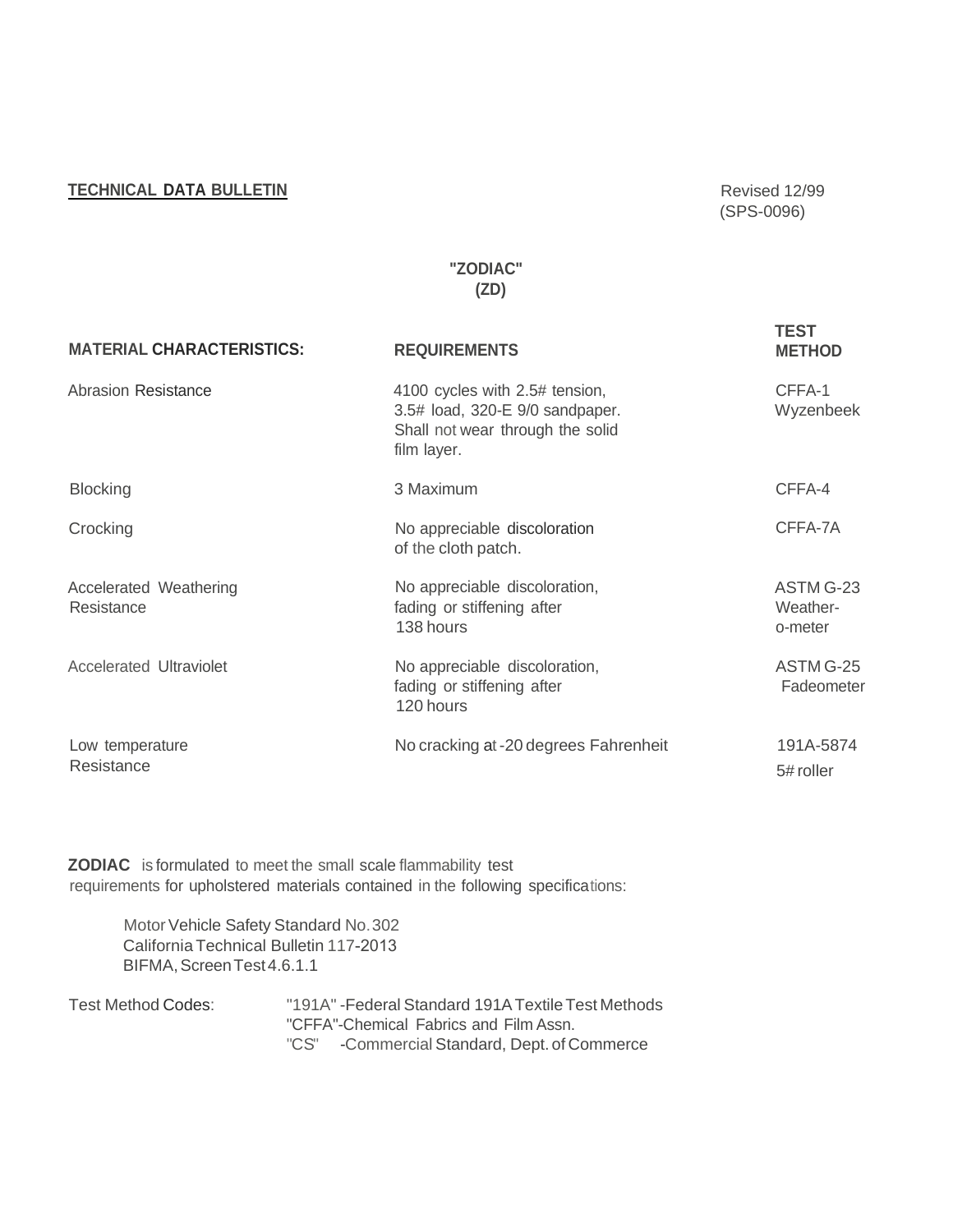**TECHNICAL DATA BULLETIN**

Revised 12/99
(SPS-0096)

**"ZODIAC"**
**(ZD)**

| **MATERIAL CHARACTERISTICS:** | **REQUIREMENTS** | **TEST METHOD** |
|---|---|---|
| Abrasion Resistance | 4100 cycles with 2.5# tension, 3.5# load, 320-E 9/0 sandpaper. Shall not wear through the solid film layer. | CFFA-1 Wyzenbeek |
| Blocking | 3 Maximum | CFFA-4 |
| Crocking | No appreciable discoloration of the cloth patch. | CFFA-7A |
| Accelerated Weathering Resistance | No appreciable discoloration, fading or stiffening after 138 hours | ASTM G-23 Weather-o-meter |
| Accelerated Ultraviolet | No appreciable discoloration, fading or stiffening after 120 hours | ASTM G-25 Fadeometer |
| Low temperature Resistance | No cracking at -20 degrees Fahrenheit | 191A-5874 5# roller |

**ZODIAC** is formulated to meet the small scale flammability test requirements for upholstered materials contained in the following specifications:

Motor Vehicle Safety Standard No. 302
California Technical Bulletin 117-2013
BIFMA, Screen Test 4.6.1.1

Test Method Codes:
"191A" -Federal Standard 191A Textile Test Methods
"CFFA"-Chemical Fabrics and Film Assn.
"CS" -Commercial Standard, Dept. of Commerce